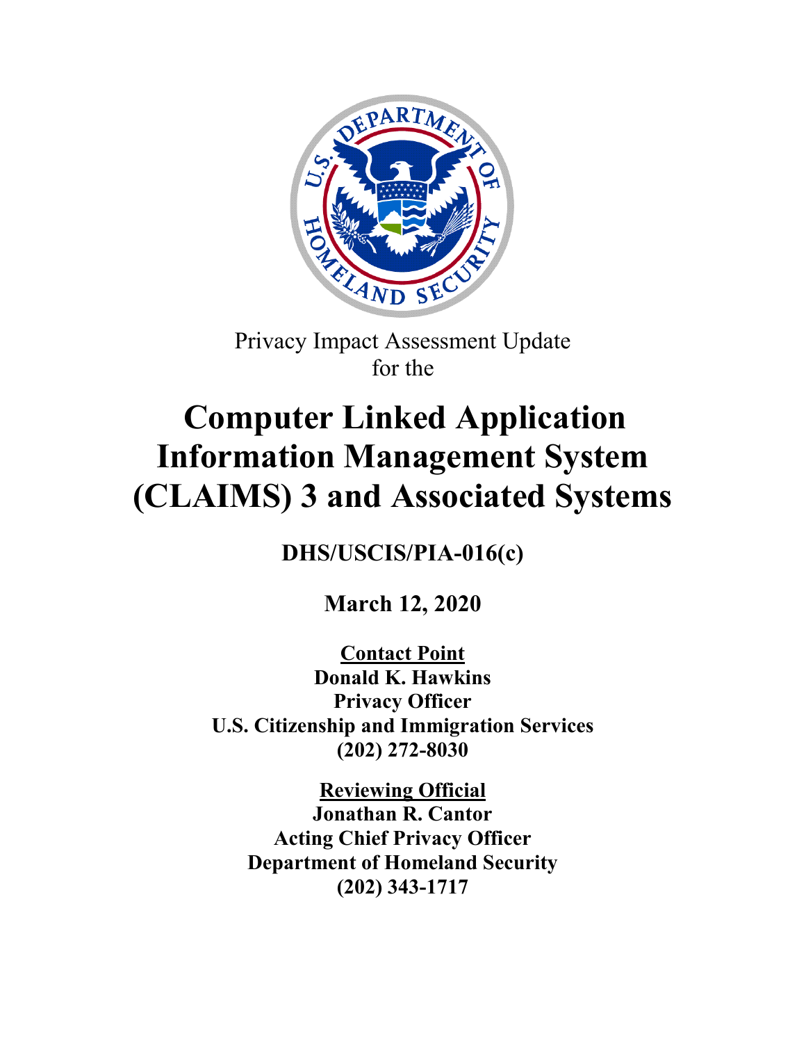Privacy Impact Assessment Update
for the

# Computer Linked Application Information Management System (CLAIMS) 3 and Associated Systems

**DHS/USCIS/PIA-016(c)**

**March 12, 2020**

**Contact Point**
**Donald K. Hawkins**
**Privacy Officer**
**U.S. Citizenship and Immigration Services**
**(202) 272-8030**

**Reviewing Official**
**Jonathan R. Cantor**
**Acting Chief Privacy Officer**
**Department of Homeland Security**
**(202) 343-1717**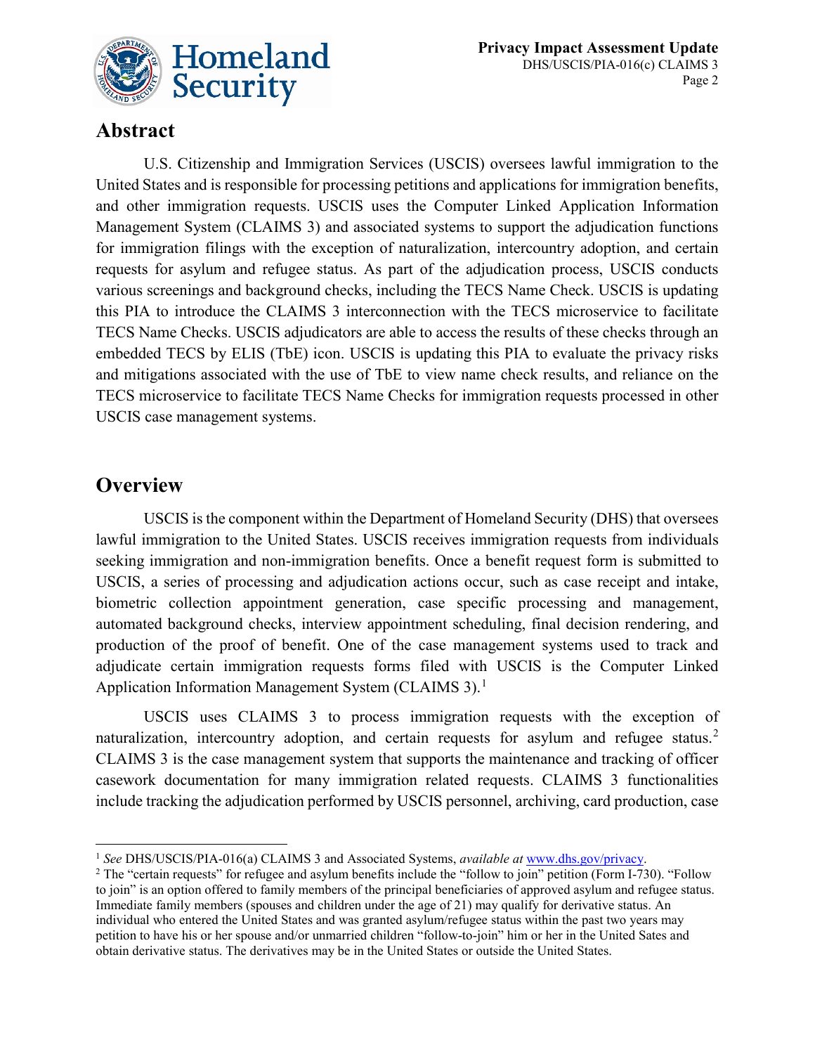## Abstract

U.S. Citizenship and Immigration Services (USCIS) oversees lawful immigration to the United States and is responsible for processing petitions and applications for immigration benefits, and other immigration requests. USCIS uses the Computer Linked Application Information Management System (CLAIMS 3) and associated systems to support the adjudication functions for immigration filings with the exception of naturalization, intercountry adoption, and certain requests for asylum and refugee status. As part of the adjudication process, USCIS conducts various screenings and background checks, including the TECS Name Check. USCIS is updating this PIA to introduce the CLAIMS 3 interconnection with the TECS microservice to facilitate TECS Name Checks. USCIS adjudicators are able to access the results of these checks through an embedded TECS by ELIS (TbE) icon. USCIS is updating this PIA to evaluate the privacy risks and mitigations associated with the use of TbE to view name check results, and reliance on the TECS microservice to facilitate TECS Name Checks for immigration requests processed in other USCIS case management systems.

## Overview

USCIS is the component within the Department of Homeland Security (DHS) that oversees lawful immigration to the United States. USCIS receives immigration requests from individuals seeking immigration and non-immigration benefits. Once a benefit request form is submitted to USCIS, a series of processing and adjudication actions occur, such as case receipt and intake, biometric collection appointment generation, case specific processing and management, automated background checks, interview appointment scheduling, final decision rendering, and production of the proof of benefit. One of the case management systems used to track and adjudicate certain immigration requests forms filed with USCIS is the Computer Linked Application Information Management System (CLAIMS 3).[1]

USCIS uses CLAIMS 3 to process immigration requests with the exception of naturalization, intercountry adoption, and certain requests for asylum and refugee status.[2] CLAIMS 3 is the case management system that supports the maintenance and tracking of officer casework documentation for many immigration related requests. CLAIMS 3 functionalities include tracking the adjudication performed by USCIS personnel, archiving, card production, case

[1] *See* DHS/USCIS/PIA-016(a) CLAIMS 3 and Associated Systems, *available at* www.dhs.gov/privacy.

[2] The "certain requests" for refugee and asylum benefits include the "follow to join" petition (Form I-730). "Follow to join" is an option offered to family members of the principal beneficiaries of approved asylum and refugee status. Immediate family members (spouses and children under the age of 21) may qualify for derivative status. An individual who entered the United States and was granted asylum/refugee status within the past two years may petition to have his or her spouse and/or unmarried children "follow-to-join" him or her in the United Sates and obtain derivative status. The derivatives may be in the United States or outside the United States.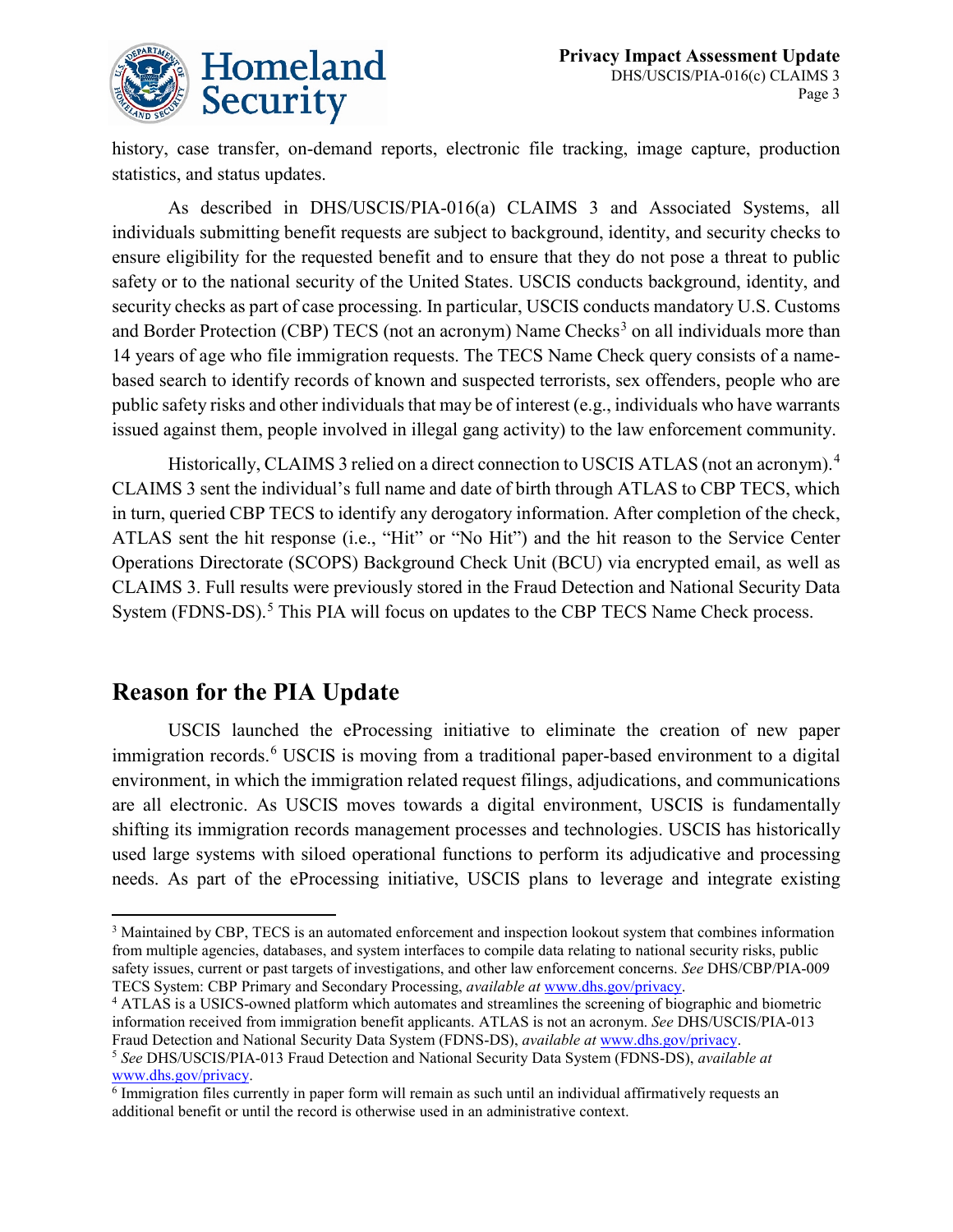history, case transfer, on-demand reports, electronic file tracking, image capture, production statistics, and status updates.

As described in DHS/USCIS/PIA-016(a) CLAIMS 3 and Associated Systems, all individuals submitting benefit requests are subject to background, identity, and security checks to ensure eligibility for the requested benefit and to ensure that they do not pose a threat to public safety or to the national security of the United States. USCIS conducts background, identity, and security checks as part of case processing. In particular, USCIS conducts mandatory U.S. Customs and Border Protection (CBP) TECS (not an acronym) Name Checks[3] on all individuals more than 14 years of age who file immigration requests. The TECS Name Check query consists of a name-based search to identify records of known and suspected terrorists, sex offenders, people who are public safety risks and other individuals that may be of interest (e.g., individuals who have warrants issued against them, people involved in illegal gang activity) to the law enforcement community.

Historically, CLAIMS 3 relied on a direct connection to USCIS ATLAS (not an acronym).[4] CLAIMS 3 sent the individual's full name and date of birth through ATLAS to CBP TECS, which in turn, queried CBP TECS to identify any derogatory information. After completion of the check, ATLAS sent the hit response (i.e., "Hit" or "No Hit") and the hit reason to the Service Center Operations Directorate (SCOPS) Background Check Unit (BCU) via encrypted email, as well as CLAIMS 3. Full results were previously stored in the Fraud Detection and National Security Data System (FDNS-DS).[5] This PIA will focus on updates to the CBP TECS Name Check process.

## Reason for the PIA Update

USCIS launched the eProcessing initiative to eliminate the creation of new paper immigration records.[6] USCIS is moving from a traditional paper-based environment to a digital environment, in which the immigration related request filings, adjudications, and communications are all electronic. As USCIS moves towards a digital environment, USCIS is fundamentally shifting its immigration records management processes and technologies. USCIS has historically used large systems with siloed operational functions to perform its adjudicative and processing needs. As part of the eProcessing initiative, USCIS plans to leverage and integrate existing

---

[3] Maintained by CBP, TECS is an automated enforcement and inspection lookout system that combines information from multiple agencies, databases, and system interfaces to compile data relating to national security risks, public safety issues, current or past targets of investigations, and other law enforcement concerns. *See* DHS/CBP/PIA-009 TECS System: CBP Primary and Secondary Processing, *available at* www.dhs.gov/privacy.

[4] ATLAS is a USICS-owned platform which automates and streamlines the screening of biographic and biometric information received from immigration benefit applicants. ATLAS is not an acronym. *See* DHS/USCIS/PIA-013 Fraud Detection and National Security Data System (FDNS-DS), *available at* www.dhs.gov/privacy.

[5] *See* DHS/USCIS/PIA-013 Fraud Detection and National Security Data System (FDNS-DS), *available at* www.dhs.gov/privacy.

[6] Immigration files currently in paper form will remain as such until an individual affirmatively requests an additional benefit or until the record is otherwise used in an administrative context.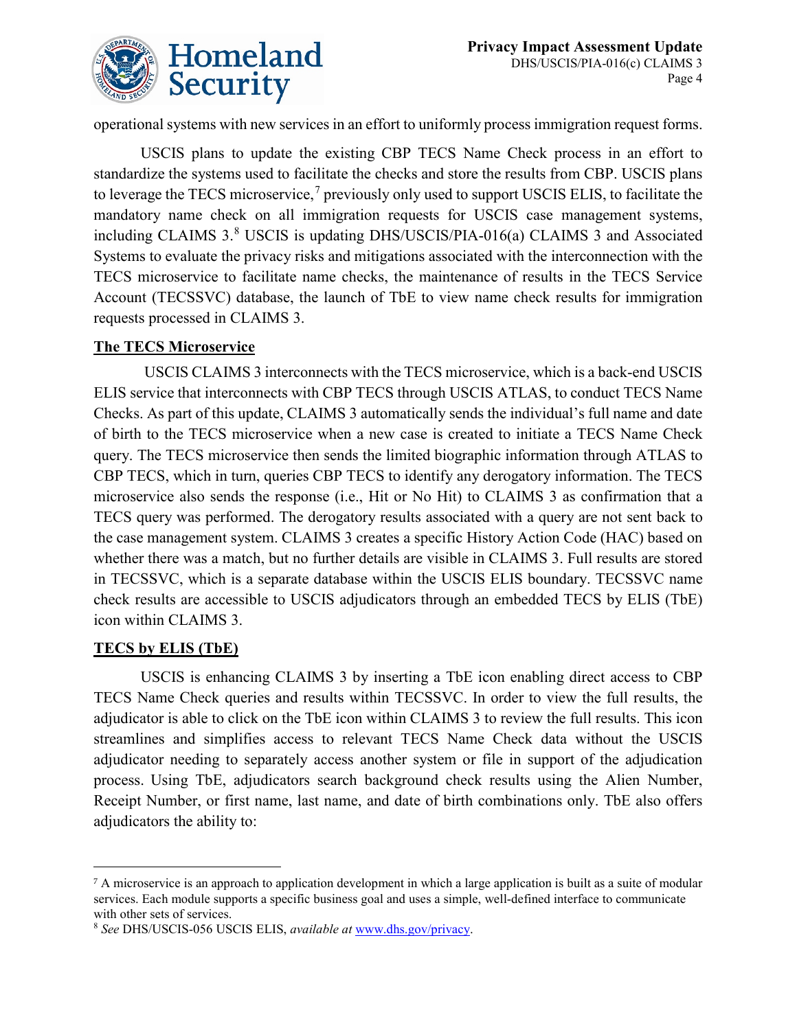operational systems with new services in an effort to uniformly process immigration request forms.

USCIS plans to update the existing CBP TECS Name Check process in an effort to standardize the systems used to facilitate the checks and store the results from CBP. USCIS plans to leverage the TECS microservice,[7] previously only used to support USCIS ELIS, to facilitate the mandatory name check on all immigration requests for USCIS case management systems, including CLAIMS 3.[8] USCIS is updating DHS/USCIS/PIA-016(a) CLAIMS 3 and Associated Systems to evaluate the privacy risks and mitigations associated with the interconnection with the TECS microservice to facilitate name checks, the maintenance of results in the TECS Service Account (TECSSVC) database, the launch of TbE to view name check results for immigration requests processed in CLAIMS 3.

**The TECS Microservice**

USCIS CLAIMS 3 interconnects with the TECS microservice, which is a back-end USCIS ELIS service that interconnects with CBP TECS through USCIS ATLAS, to conduct TECS Name Checks. As part of this update, CLAIMS 3 automatically sends the individual's full name and date of birth to the TECS microservice when a new case is created to initiate a TECS Name Check query. The TECS microservice then sends the limited biographic information through ATLAS to CBP TECS, which in turn, queries CBP TECS to identify any derogatory information. The TECS microservice also sends the response (i.e., Hit or No Hit) to CLAIMS 3 as confirmation that a TECS query was performed. The derogatory results associated with a query are not sent back to the case management system. CLAIMS 3 creates a specific History Action Code (HAC) based on whether there was a match, but no further details are visible in CLAIMS 3. Full results are stored in TECSSVC, which is a separate database within the USCIS ELIS boundary. TECSSVC name check results are accessible to USCIS adjudicators through an embedded TECS by ELIS (TbE) icon within CLAIMS 3.

**TECS by ELIS (TbE)**

USCIS is enhancing CLAIMS 3 by inserting a TbE icon enabling direct access to CBP TECS Name Check queries and results within TECSSVC. In order to view the full results, the adjudicator is able to click on the TbE icon within CLAIMS 3 to review the full results. This icon streamlines and simplifies access to relevant TECS Name Check data without the USCIS adjudicator needing to separately access another system or file in support of the adjudication process. Using TbE, adjudicators search background check results using the Alien Number, Receipt Number, or first name, last name, and date of birth combinations only. TbE also offers adjudicators the ability to:

---

[7] A microservice is an approach to application development in which a large application is built as a suite of modular services. Each module supports a specific business goal and uses a simple, well-defined interface to communicate with other sets of services.

[8] *See* DHS/USCIS-056 USCIS ELIS, *available at* www.dhs.gov/privacy.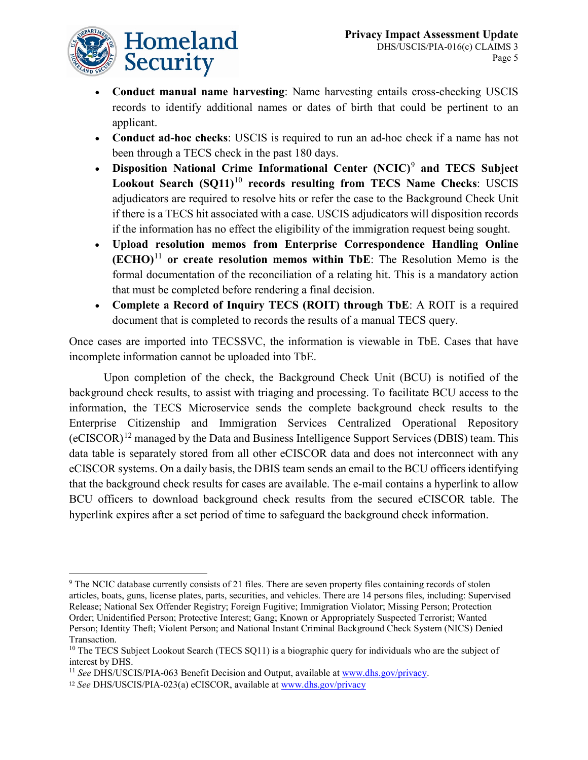- **Conduct manual name harvesting**: Name harvesting entails cross-checking USCIS records to identify additional names or dates of birth that could be pertinent to an applicant.
- **Conduct ad-hoc checks**: USCIS is required to run an ad-hoc check if a name has not been through a TECS check in the past 180 days.
- **Disposition National Crime Informational Center (NCIC)**[9] **and TECS Subject Lookout Search (SQ11)**[10] **records resulting from TECS Name Checks**: USCIS adjudicators are required to resolve hits or refer the case to the Background Check Unit if there is a TECS hit associated with a case. USCIS adjudicators will disposition records if the information has no effect the eligibility of the immigration request being sought.
- **Upload resolution memos from Enterprise Correspondence Handling Online (ECHO)**[11] **or create resolution memos within TbE**: The Resolution Memo is the formal documentation of the reconciliation of a relating hit. This is a mandatory action that must be completed before rendering a final decision.
- **Complete a Record of Inquiry TECS (ROIT) through TbE**: A ROIT is a required document that is completed to records the results of a manual TECS query.

Once cases are imported into TECSSVC, the information is viewable in TbE. Cases that have incomplete information cannot be uploaded into TbE.

Upon completion of the check, the Background Check Unit (BCU) is notified of the background check results, to assist with triaging and processing. To facilitate BCU access to the information, the TECS Microservice sends the complete background check results to the Enterprise Citizenship and Immigration Services Centralized Operational Repository (eCISCOR)[12] managed by the Data and Business Intelligence Support Services (DBIS) team. This data table is separately stored from all other eCISCOR data and does not interconnect with any eCISCOR systems. On a daily basis, the DBIS team sends an email to the BCU officers identifying that the background check results for cases are available. The e-mail contains a hyperlink to allow BCU officers to download background check results from the secured eCISCOR table. The hyperlink expires after a set period of time to safeguard the background check information.

---

[9] The NCIC database currently consists of 21 files. There are seven property files containing records of stolen articles, boats, guns, license plates, parts, securities, and vehicles. There are 14 persons files, including: Supervised Release; National Sex Offender Registry; Foreign Fugitive; Immigration Violator; Missing Person; Protection Order; Unidentified Person; Protective Interest; Gang; Known or Appropriately Suspected Terrorist; Wanted Person; Identity Theft; Violent Person; and National Instant Criminal Background Check System (NICS) Denied Transaction.

[10] The TECS Subject Lookout Search (TECS SQ11) is a biographic query for individuals who are the subject of interest by DHS.

[11] *See* DHS/USCIS/PIA-063 Benefit Decision and Output, available at www.dhs.gov/privacy.

[12] *See* DHS/USCIS/PIA-023(a) eCISCOR, available at www.dhs.gov/privacy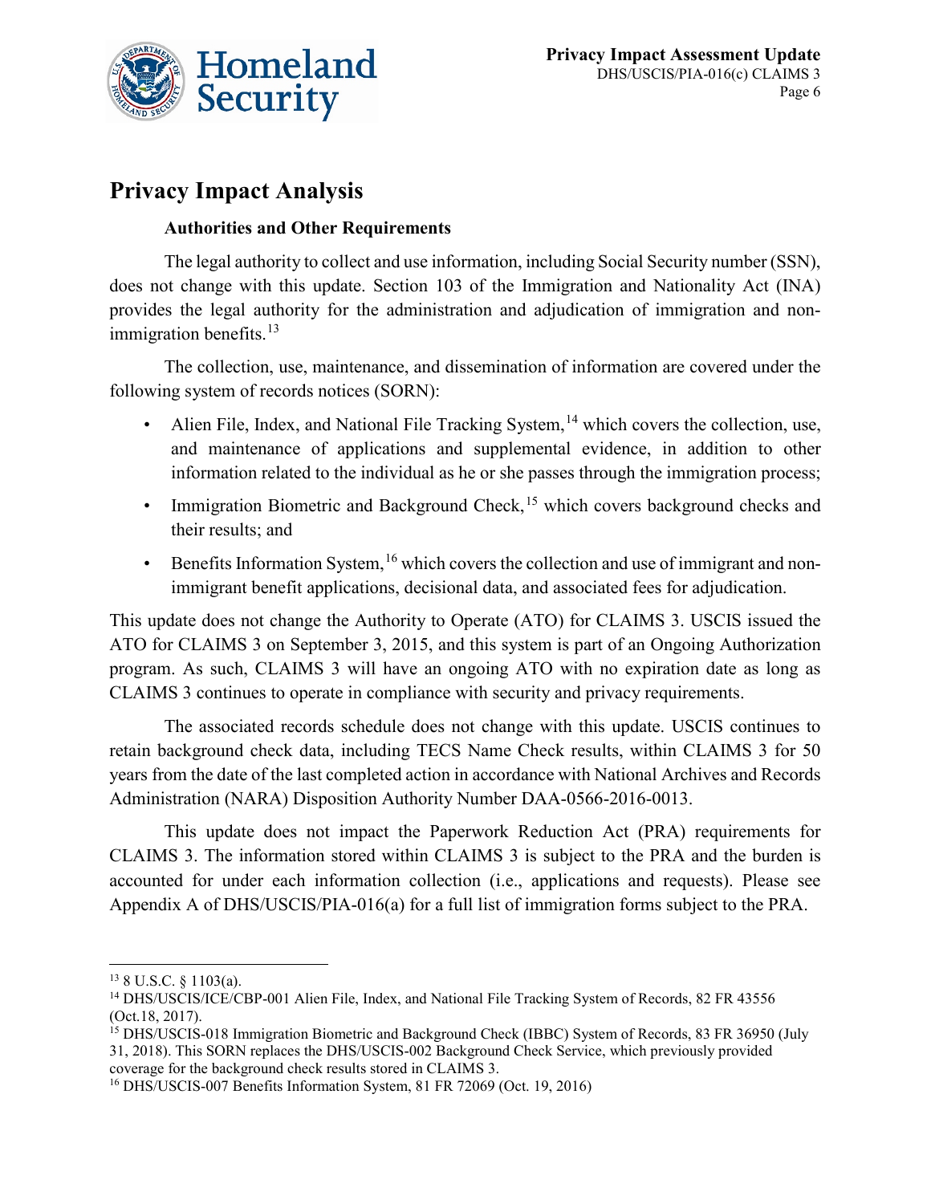## Privacy Impact Analysis

### Authorities and Other Requirements

The legal authority to collect and use information, including Social Security number (SSN), does not change with this update. Section 103 of the Immigration and Nationality Act (INA) provides the legal authority for the administration and adjudication of immigration and non-immigration benefits.[13]

The collection, use, maintenance, and dissemination of information are covered under the following system of records notices (SORN):

- Alien File, Index, and National File Tracking System,[14] which covers the collection, use, and maintenance of applications and supplemental evidence, in addition to other information related to the individual as he or she passes through the immigration process;
- Immigration Biometric and Background Check,[15] which covers background checks and their results; and
- Benefits Information System,[16] which covers the collection and use of immigrant and non-immigrant benefit applications, decisional data, and associated fees for adjudication.

This update does not change the Authority to Operate (ATO) for CLAIMS 3. USCIS issued the ATO for CLAIMS 3 on September 3, 2015, and this system is part of an Ongoing Authorization program. As such, CLAIMS 3 will have an ongoing ATO with no expiration date as long as CLAIMS 3 continues to operate in compliance with security and privacy requirements.

The associated records schedule does not change with this update. USCIS continues to retain background check data, including TECS Name Check results, within CLAIMS 3 for 50 years from the date of the last completed action in accordance with National Archives and Records Administration (NARA) Disposition Authority Number DAA-0566-2016-0013.

This update does not impact the Paperwork Reduction Act (PRA) requirements for CLAIMS 3. The information stored within CLAIMS 3 is subject to the PRA and the burden is accounted for under each information collection (i.e., applications and requests). Please see Appendix A of DHS/USCIS/PIA-016(a) for a full list of immigration forms subject to the PRA.

---

[13] 8 U.S.C. § 1103(a).

[14] DHS/USCIS/ICE/CBP-001 Alien File, Index, and National File Tracking System of Records, 82 FR 43556 (Oct.18, 2017).

[15] DHS/USCIS-018 Immigration Biometric and Background Check (IBBC) System of Records, 83 FR 36950 (July 31, 2018). This SORN replaces the DHS/USCIS-002 Background Check Service, which previously provided coverage for the background check results stored in CLAIMS 3.

[16] DHS/USCIS-007 Benefits Information System, 81 FR 72069 (Oct. 19, 2016)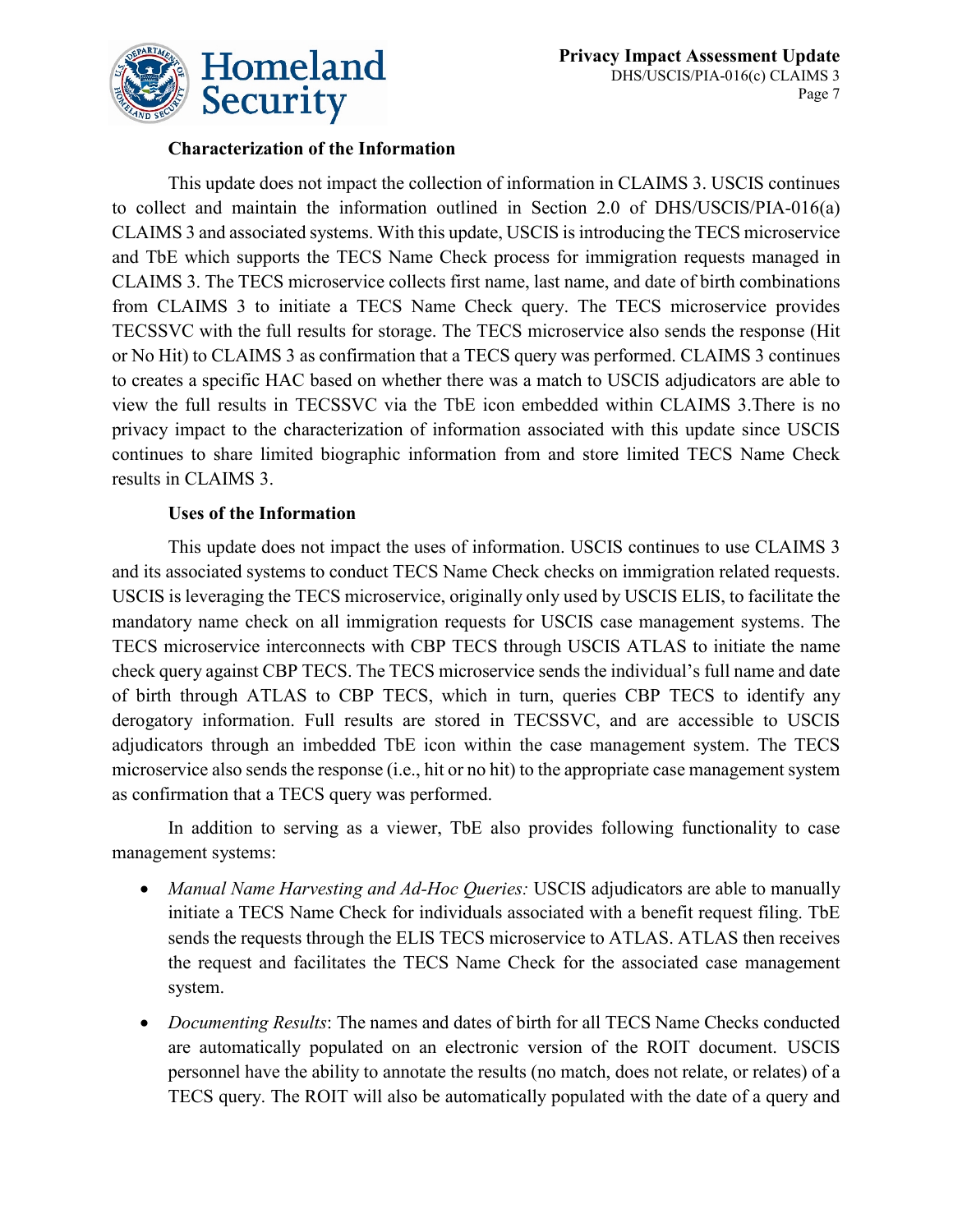### Characterization of the Information

This update does not impact the collection of information in CLAIMS 3. USCIS continues to collect and maintain the information outlined in Section 2.0 of DHS/USCIS/PIA-016(a) CLAIMS 3 and associated systems. With this update, USCIS is introducing the TECS microservice and TbE which supports the TECS Name Check process for immigration requests managed in CLAIMS 3. The TECS microservice collects first name, last name, and date of birth combinations from CLAIMS 3 to initiate a TECS Name Check query. The TECS microservice provides TECSSVC with the full results for storage. The TECS microservice also sends the response (Hit or No Hit) to CLAIMS 3 as confirmation that a TECS query was performed. CLAIMS 3 continues to creates a specific HAC based on whether there was a match to USCIS adjudicators are able to view the full results in TECSSVC via the TbE icon embedded within CLAIMS 3.There is no privacy impact to the characterization of information associated with this update since USCIS continues to share limited biographic information from and store limited TECS Name Check results in CLAIMS 3.

### Uses of the Information

This update does not impact the uses of information. USCIS continues to use CLAIMS 3 and its associated systems to conduct TECS Name Check checks on immigration related requests. USCIS is leveraging the TECS microservice, originally only used by USCIS ELIS, to facilitate the mandatory name check on all immigration requests for USCIS case management systems. The TECS microservice interconnects with CBP TECS through USCIS ATLAS to initiate the name check query against CBP TECS. The TECS microservice sends the individual's full name and date of birth through ATLAS to CBP TECS, which in turn, queries CBP TECS to identify any derogatory information. Full results are stored in TECSSVC, and are accessible to USCIS adjudicators through an imbedded TbE icon within the case management system. The TECS microservice also sends the response (i.e., hit or no hit) to the appropriate case management system as confirmation that a TECS query was performed.

In addition to serving as a viewer, TbE also provides following functionality to case management systems:

- *Manual Name Harvesting and Ad-Hoc Queries:* USCIS adjudicators are able to manually initiate a TECS Name Check for individuals associated with a benefit request filing. TbE sends the requests through the ELIS TECS microservice to ATLAS. ATLAS then receives the request and facilitates the TECS Name Check for the associated case management system.
- *Documenting Results*: The names and dates of birth for all TECS Name Checks conducted are automatically populated on an electronic version of the ROIT document. USCIS personnel have the ability to annotate the results (no match, does not relate, or relates) of a TECS query. The ROIT will also be automatically populated with the date of a query and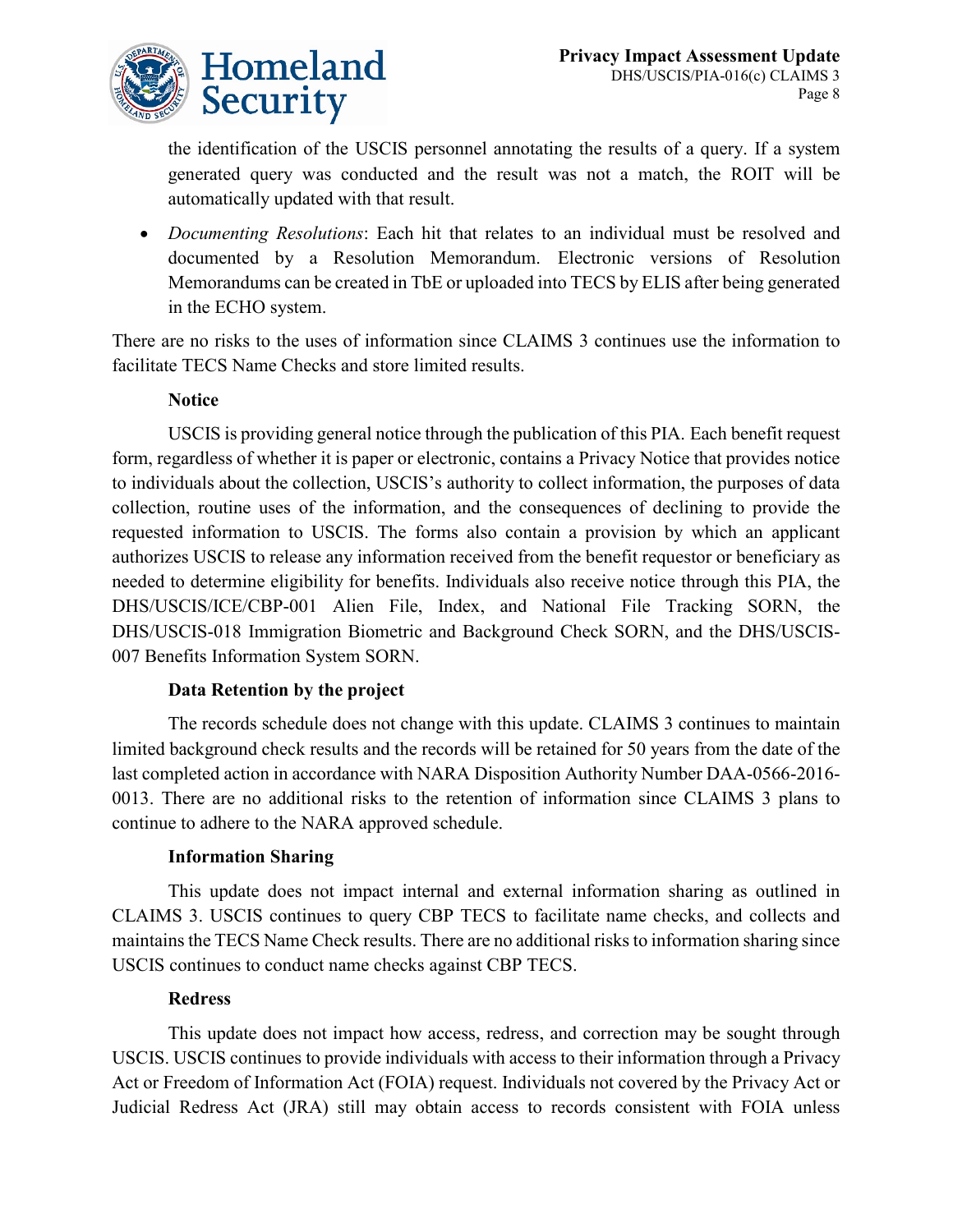the identification of the USCIS personnel annotating the results of a query. If a system generated query was conducted and the result was not a match, the ROIT will be automatically updated with that result.

- *Documenting Resolutions*: Each hit that relates to an individual must be resolved and documented by a Resolution Memorandum. Electronic versions of Resolution Memorandums can be created in TbE or uploaded into TECS by ELIS after being generated in the ECHO system.

There are no risks to the uses of information since CLAIMS 3 continues use the information to facilitate TECS Name Checks and store limited results.

**Notice**

USCIS is providing general notice through the publication of this PIA. Each benefit request form, regardless of whether it is paper or electronic, contains a Privacy Notice that provides notice to individuals about the collection, USCIS's authority to collect information, the purposes of data collection, routine uses of the information, and the consequences of declining to provide the requested information to USCIS. The forms also contain a provision by which an applicant authorizes USCIS to release any information received from the benefit requestor or beneficiary as needed to determine eligibility for benefits. Individuals also receive notice through this PIA, the DHS/USCIS/ICE/CBP-001 Alien File, Index, and National File Tracking SORN, the DHS/USCIS-018 Immigration Biometric and Background Check SORN, and the DHS/USCIS-007 Benefits Information System SORN.

**Data Retention by the project**

The records schedule does not change with this update. CLAIMS 3 continues to maintain limited background check results and the records will be retained for 50 years from the date of the last completed action in accordance with NARA Disposition Authority Number DAA-0566-2016-0013. There are no additional risks to the retention of information since CLAIMS 3 plans to continue to adhere to the NARA approved schedule.

**Information Sharing**

This update does not impact internal and external information sharing as outlined in CLAIMS 3. USCIS continues to query CBP TECS to facilitate name checks, and collects and maintains the TECS Name Check results. There are no additional risks to information sharing since USCIS continues to conduct name checks against CBP TECS.

**Redress**

This update does not impact how access, redress, and correction may be sought through USCIS. USCIS continues to provide individuals with access to their information through a Privacy Act or Freedom of Information Act (FOIA) request. Individuals not covered by the Privacy Act or Judicial Redress Act (JRA) still may obtain access to records consistent with FOIA unless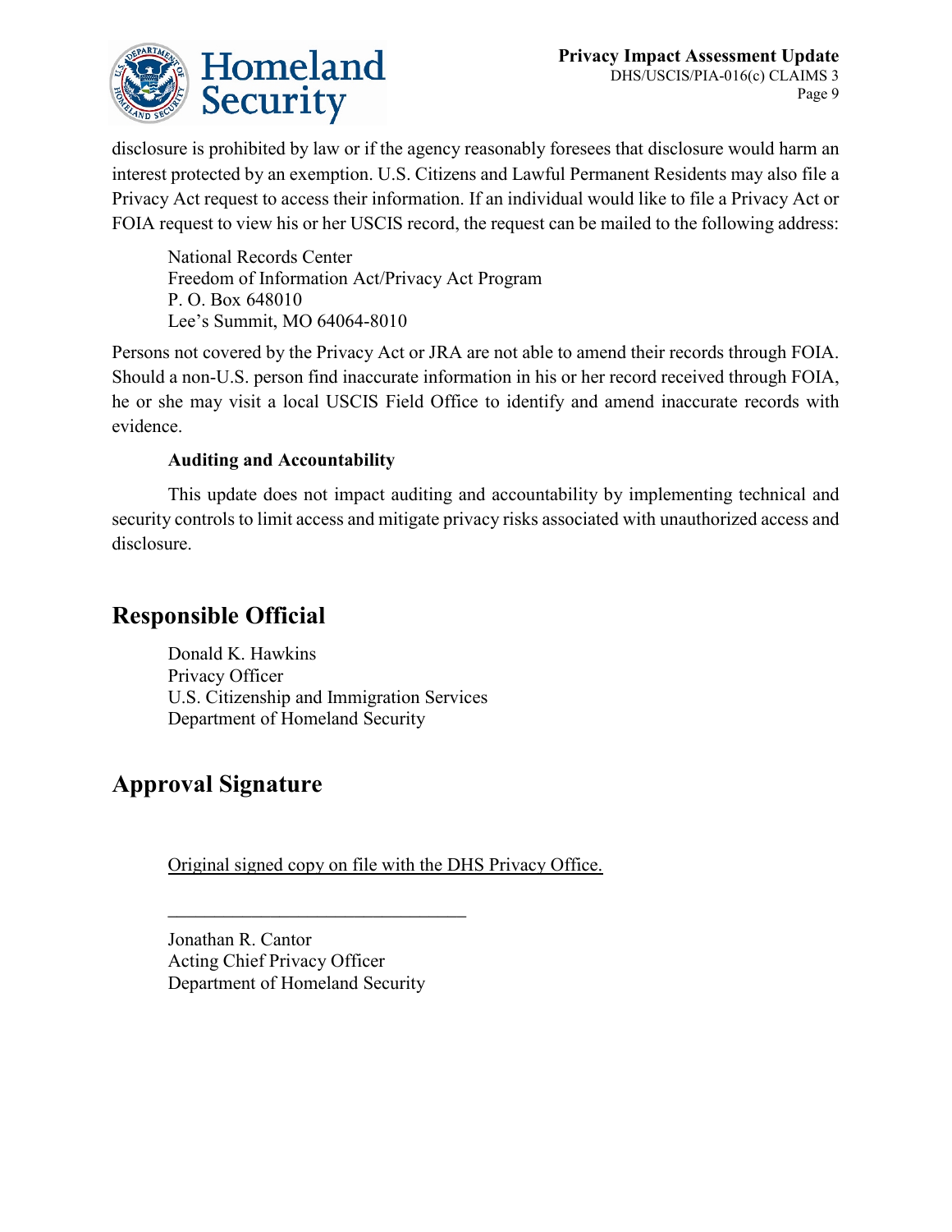disclosure is prohibited by law or if the agency reasonably foresees that disclosure would harm an interest protected by an exemption. U.S. Citizens and Lawful Permanent Residents may also file a Privacy Act request to access their information. If an individual would like to file a Privacy Act or FOIA request to view his or her USCIS record, the request can be mailed to the following address:

National Records Center
Freedom of Information Act/Privacy Act Program
P. O. Box 648010
Lee's Summit, MO 64064-8010

Persons not covered by the Privacy Act or JRA are not able to amend their records through FOIA. Should a non-U.S. person find inaccurate information in his or her record received through FOIA, he or she may visit a local USCIS Field Office to identify and amend inaccurate records with evidence.

**Auditing and Accountability**

This update does not impact auditing and accountability by implementing technical and security controls to limit access and mitigate privacy risks associated with unauthorized access and disclosure.

## Responsible Official

Donald K. Hawkins
Privacy Officer
U.S. Citizenship and Immigration Services
Department of Homeland Security

## Approval Signature

Original signed copy on file with the DHS Privacy Office.

________________________________

Jonathan R. Cantor
Acting Chief Privacy Officer
Department of Homeland Security